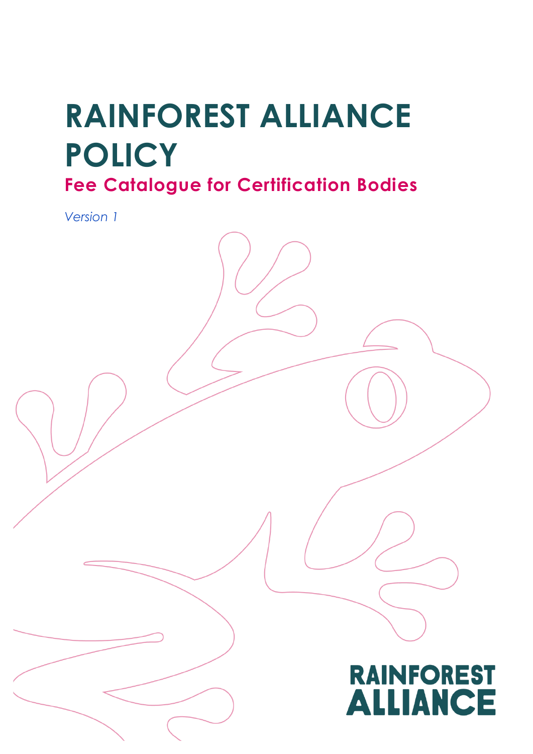# RAINFOREST ALLIANCE POLICY

## Fee Catalogue for Certification Bodies

*Version 1*

RAINFOREST ALLIANCE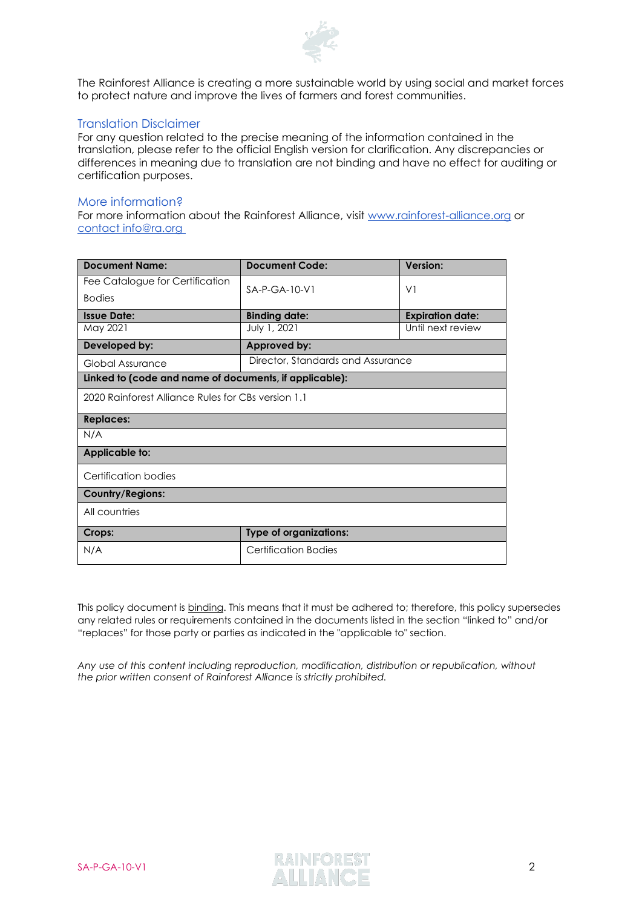The Rainforest Alliance is creating a more sustainable world by using social and market forces to protect nature and improve the lives of farmers and forest communities.

## Translation Disclaimer

For any question related to the precise meaning of the information contained in the translation, please refer to the official English version for clarification. Any discrepancies or differences in meaning due to translation are not binding and have no effect for auditing or certification purposes.

## More information?

For more information about the Rainforest Alliance, visit [www.rainforest-alliance.org](http://www.rainforest-alliance.org) or [contact info@ra.org](mailto:info@ra.org)

| **Document Name:** | **Document Code:** | **Version:** |
|---|---|---|
| Fee Catalogue for Certification Bodies | SA-P-GA-10-V1 | V1 |
| **Issue Date:** | **Binding date:** | **Expiration date:** |
| May 2021 | July 1, 2021 | Until next review |
| **Developed by:** | **Approved by:** | |
| Global Assurance | Director, Standards and Assurance | |
| **Linked to (code and name of documents, if applicable):** | | |
| 2020 Rainforest Alliance Rules for CBs version 1.1 | | |
| **Replaces:** | | |
| N/A | | |
| **Applicable to:** | | |
| Certification bodies | | |
| **Country/Regions:** | | |
| All countries | | |
| **Crops:** | **Type of organizations:** | |
| N/A | Certification Bodies | |

This policy document is binding. This means that it must be adhered to; therefore, this policy supersedes any related rules or requirements contained in the documents listed in the section "linked to" and/or "replaces" for those party or parties as indicated in the "applicable to" section.

*Any use of this content including reproduction, modification, distribution or republication, without the prior written consent of Rainforest Alliance is strictly prohibited.*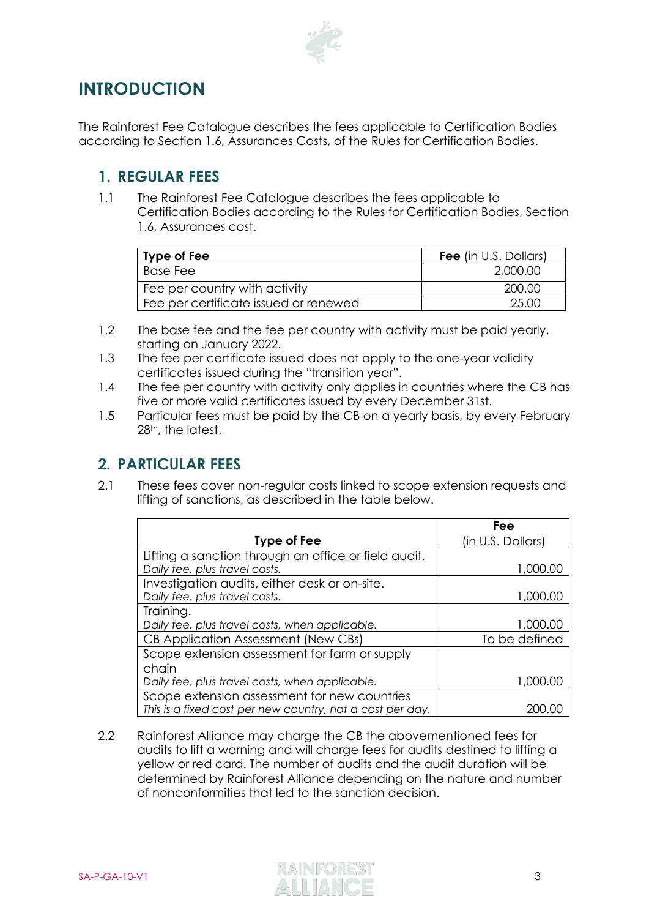# INTRODUCTION

The Rainforest Fee Catalogue describes the fees applicable to Certification Bodies according to Section 1.6, Assurances Costs, of the Rules for Certification Bodies.

## 1. REGULAR FEES

1.1 The Rainforest Fee Catalogue describes the fees applicable to Certification Bodies according to the Rules for Certification Bodies, Section 1.6, Assurances cost.

| **Type of Fee** | **Fee** (in U.S. Dollars) |
|---|---|
| Base Fee | 2,000.00 |
| Fee per country with activity | 200.00 |
| Fee per certificate issued or renewed | 25.00 |

1.2 The base fee and the fee per country with activity must be paid yearly, starting on January 2022.

1.3 The fee per certificate issued does not apply to the one-year validity certificates issued during the "transition year".

1.4 The fee per country with activity only applies in countries where the CB has five or more valid certificates issued by every December 31st.

1.5 Particular fees must be paid by the CB on a yearly basis, by every February 28th, the latest.

## 2. PARTICULAR FEES

2.1 These fees cover non-regular costs linked to scope extension requests and lifting of sanctions, as described in the table below.

| **Type of Fee** | **Fee** (in U.S. Dollars) |
|---|---|
| Lifting a sanction through an office or field audit. *Daily fee, plus travel costs.* | 1,000.00 |
| Investigation audits, either desk or on-site. *Daily fee, plus travel costs.* | 1,000.00 |
| Training. *Daily fee, plus travel costs, when applicable.* | 1,000.00 |
| CB Application Assessment (New CBs) | To be defined |
| Scope extension assessment for farm or supply chain *Daily fee, plus travel costs, when applicable.* | 1,000.00 |
| Scope extension assessment for new countries *This is a fixed cost per new country, not a cost per day.* | 200.00 |

2.2 Rainforest Alliance may charge the CB the abovementioned fees for audits to lift a warning and will charge fees for audits destined to lifting a yellow or red card. The number of audits and the audit duration will be determined by Rainforest Alliance depending on the nature and number of nonconformities that led to the sanction decision.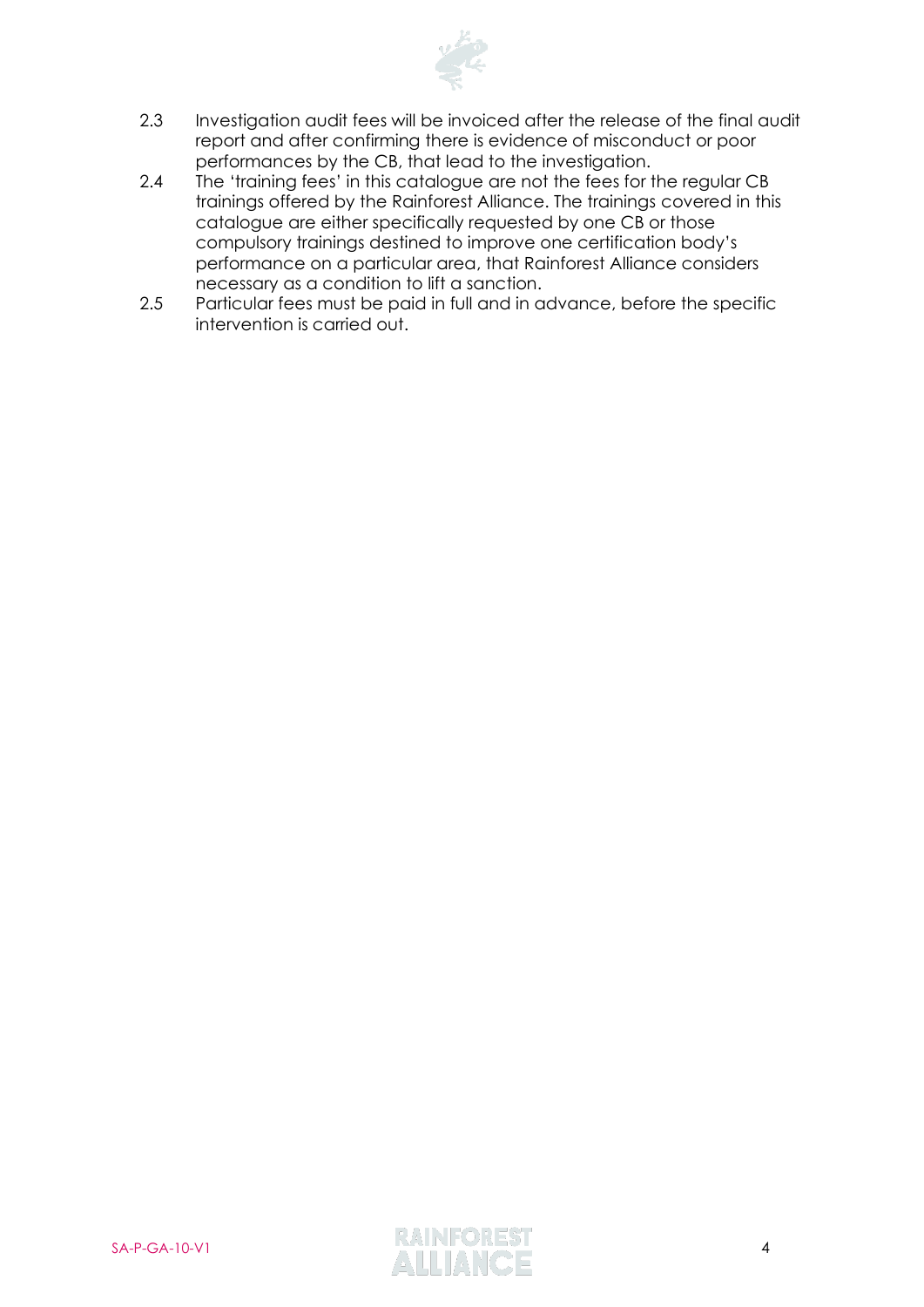2.3 Investigation audit fees will be invoiced after the release of the final audit report and after confirming there is evidence of misconduct or poor performances by the CB, that lead to the investigation.

2.4 The 'training fees' in this catalogue are not the fees for the regular CB trainings offered by the Rainforest Alliance. The trainings covered in this catalogue are either specifically requested by one CB or those compulsory trainings destined to improve one certification body's performance on a particular area, that Rainforest Alliance considers necessary as a condition to lift a sanction.

2.5 Particular fees must be paid in full and in advance, before the specific intervention is carried out.